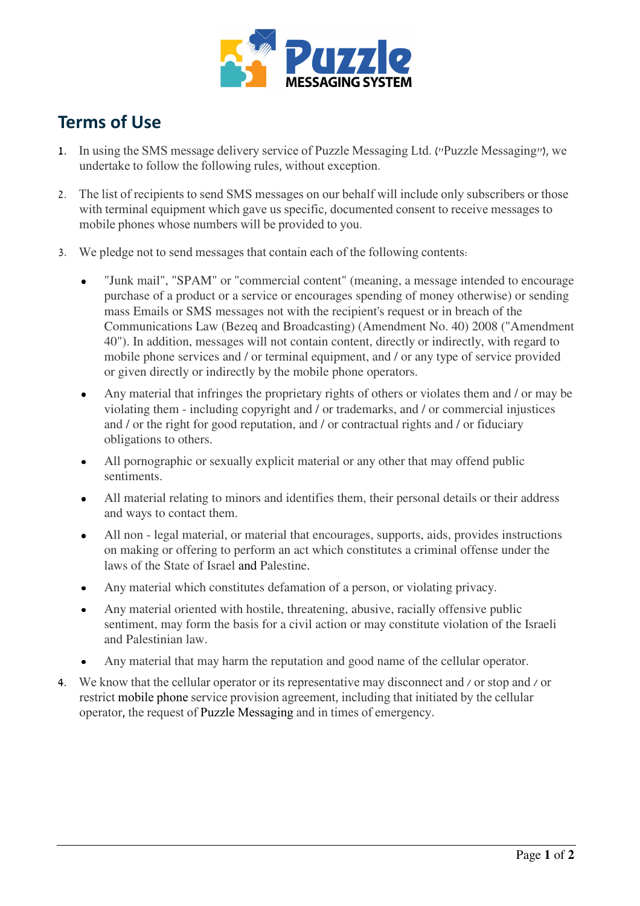# Terms of Use

1. In using the SMS message delivery service of Puzzle Messaging Ltd. ("Puzzle Messaging"), we undertake to follow the following rules, without exception.

2. The list of recipients to send SMS messages on our behalf will include only subscribers or those with terminal equipment which gave us specific, documented consent to receive messages to mobile phones whose numbers will be provided to you.

3. We pledge not to send messages that contain each of the following contents:

   - "Junk mail", "SPAM" or "commercial content" (meaning, a message intended to encourage purchase of a product or a service or encourages spending of money otherwise) or sending mass Emails or SMS messages not with the recipient's request or in breach of the Communications Law (Bezeq and Broadcasting) (Amendment No. 40) 2008 ("Amendment 40"). In addition, messages will not contain content, directly or indirectly, with regard to mobile phone services and / or terminal equipment, and / or any type of service provided or given directly or indirectly by the mobile phone operators.
   - Any material that infringes the proprietary rights of others or violates them and / or may be violating them - including copyright and / or trademarks, and / or commercial injustices and / or the right for good reputation, and / or contractual rights and / or fiduciary obligations to others.
   - All pornographic or sexually explicit material or any other that may offend public sentiments.
   - All material relating to minors and identifies them, their personal details or their address and ways to contact them.
   - All non - legal material, or material that encourages, supports, aids, provides instructions on making or offering to perform an act which constitutes a criminal offense under the laws of the State of Israel and Palestine.
   - Any material which constitutes defamation of a person, or violating privacy.
   - Any material oriented with hostile, threatening, abusive, racially offensive public sentiment, may form the basis for a civil action or may constitute violation of the Israeli and Palestinian law.
   - Any material that may harm the reputation and good name of the cellular operator.

4. We know that the cellular operator or its representative may disconnect and / or stop and / or restrict mobile phone service provision agreement, including that initiated by the cellular operator, the request of Puzzle Messaging and in times of emergency.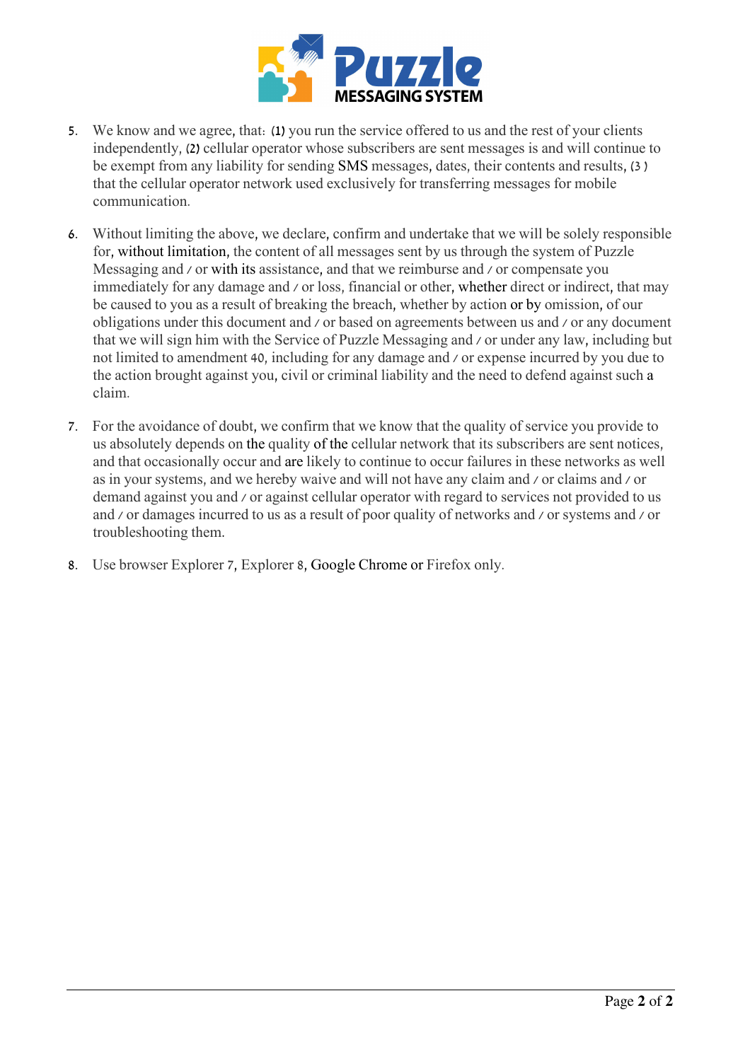5. We know and we agree, that: (1) you run the service offered to us and the rest of your clients independently, (2) cellular operator whose subscribers are sent messages is and will continue to be exempt from any liability for sending SMS messages, dates, their contents and results, (3 ) that the cellular operator network used exclusively for transferring messages for mobile communication.

6. Without limiting the above, we declare, confirm and undertake that we will be solely responsible for, without limitation, the content of all messages sent by us through the system of Puzzle Messaging and / or with its assistance, and that we reimburse and / or compensate you immediately for any damage and / or loss, financial or other, whether direct or indirect, that may be caused to you as a result of breaking the breach, whether by action or by omission, of our obligations under this document and / or based on agreements between us and / or any document that we will sign him with the Service of Puzzle Messaging and / or under any law, including but not limited to amendment 40, including for any damage and / or expense incurred by you due to the action brought against you, civil or criminal liability and the need to defend against such a claim.

7. For the avoidance of doubt, we confirm that we know that the quality of service you provide to us absolutely depends on the quality of the cellular network that its subscribers are sent notices, and that occasionally occur and are likely to continue to occur failures in these networks as well as in your systems, and we hereby waive and will not have any claim and / or claims and / or demand against you and / or against cellular operator with regard to services not provided to us and / or damages incurred to us as a result of poor quality of networks and / or systems and / or troubleshooting them.

8. Use browser Explorer 7, Explorer 8, Google Chrome or Firefox only.